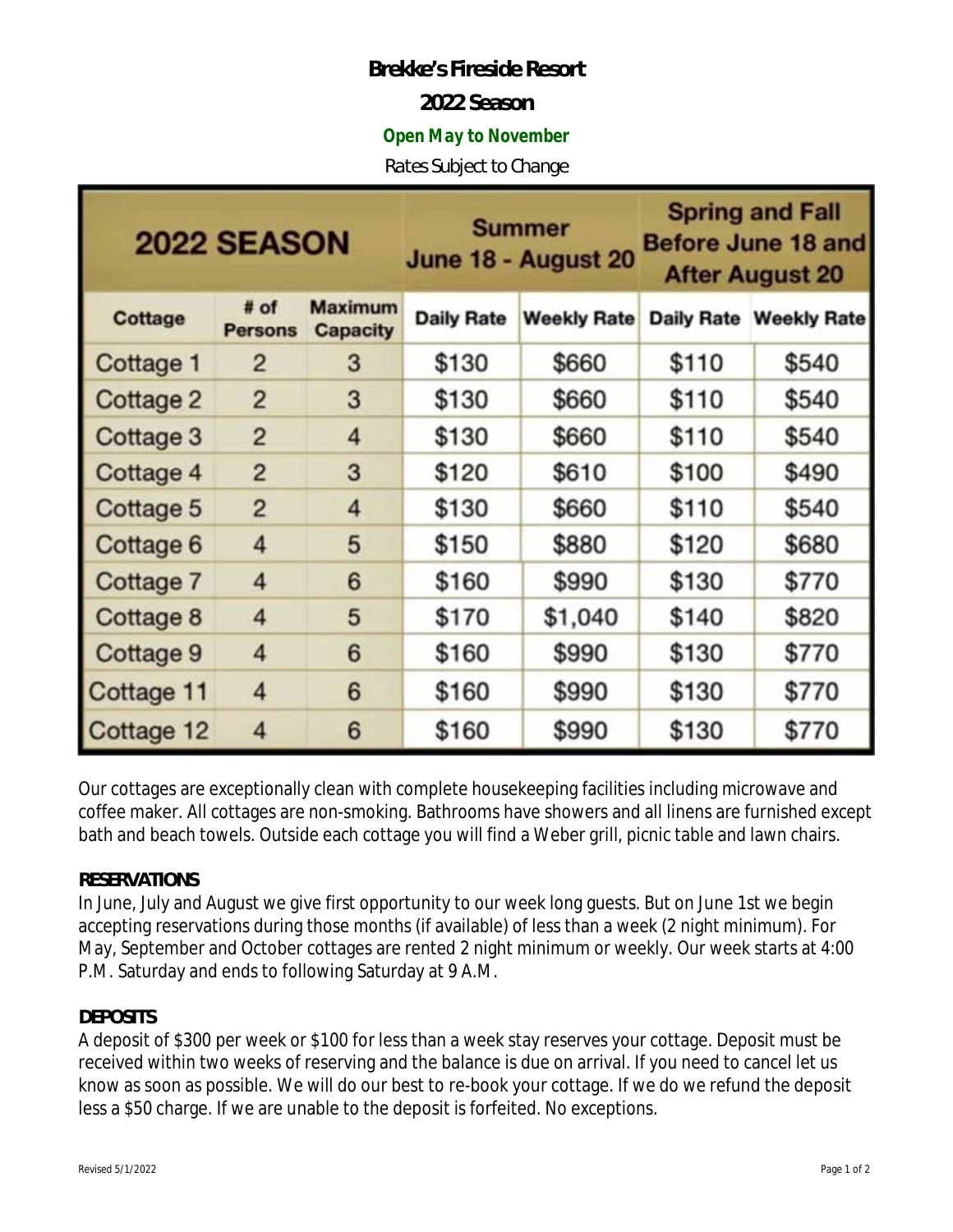# Brekke's Fireside Resort

## 2022 Season

**Open May to November**

Rates Subject to Change

| 2022 SEASON | | | Summer June 18 - August 20 | | Spring and Fall Before June 18 and After August 20 | |
|---|---|---|---|---|---|---|
| Cottage | # of Persons | Maximum Capacity | Daily Rate | Weekly Rate | Daily Rate | Weekly Rate |
| Cottage 1 | 2 | 3 | $130 | $660 | $110 | $540 |
| Cottage 2 | 2 | 3 | $130 | $660 | $110 | $540 |
| Cottage 3 | 2 | 4 | $130 | $660 | $110 | $540 |
| Cottage 4 | 2 | 3 | $120 | $610 | $100 | $490 |
| Cottage 5 | 2 | 4 | $130 | $660 | $110 | $540 |
| Cottage 6 | 4 | 5 | $150 | $880 | $120 | $680 |
| Cottage 7 | 4 | 6 | $160 | $990 | $130 | $770 |
| Cottage 8 | 4 | 5 | $170 | $1,040 | $140 | $820 |
| Cottage 9 | 4 | 6 | $160 | $990 | $130 | $770 |
| Cottage 11 | 4 | 6 | $160 | $990 | $130 | $770 |
| Cottage 12 | 4 | 6 | $160 | $990 | $130 | $770 |

Our cottages are exceptionally clean with complete housekeeping facilities including microwave and coffee maker. All cottages are non-smoking. Bathrooms have showers and all linens are furnished except bath and beach towels. Outside each cottage you will find a Weber grill, picnic table and lawn chairs.

### RESERVATIONS

In June, July and August we give first opportunity to our week long guests. But on June 1st we begin accepting reservations during those months (if available) of less than a week (2 night minimum). For May, September and October cottages are rented 2 night minimum or weekly. Our week starts at 4:00 P.M. Saturday and ends to following Saturday at 9 A.M.

### DEPOSITS

A deposit of $300 per week or $100 for less than a week stay reserves your cottage. Deposit must be received within two weeks of reserving and the balance is due on arrival. If you need to cancel let us know as soon as possible. We will do our best to re-book your cottage. If we do we refund the deposit less a $50 charge. If we are unable to the deposit is forfeited. No exceptions.

Revised 5/1/2022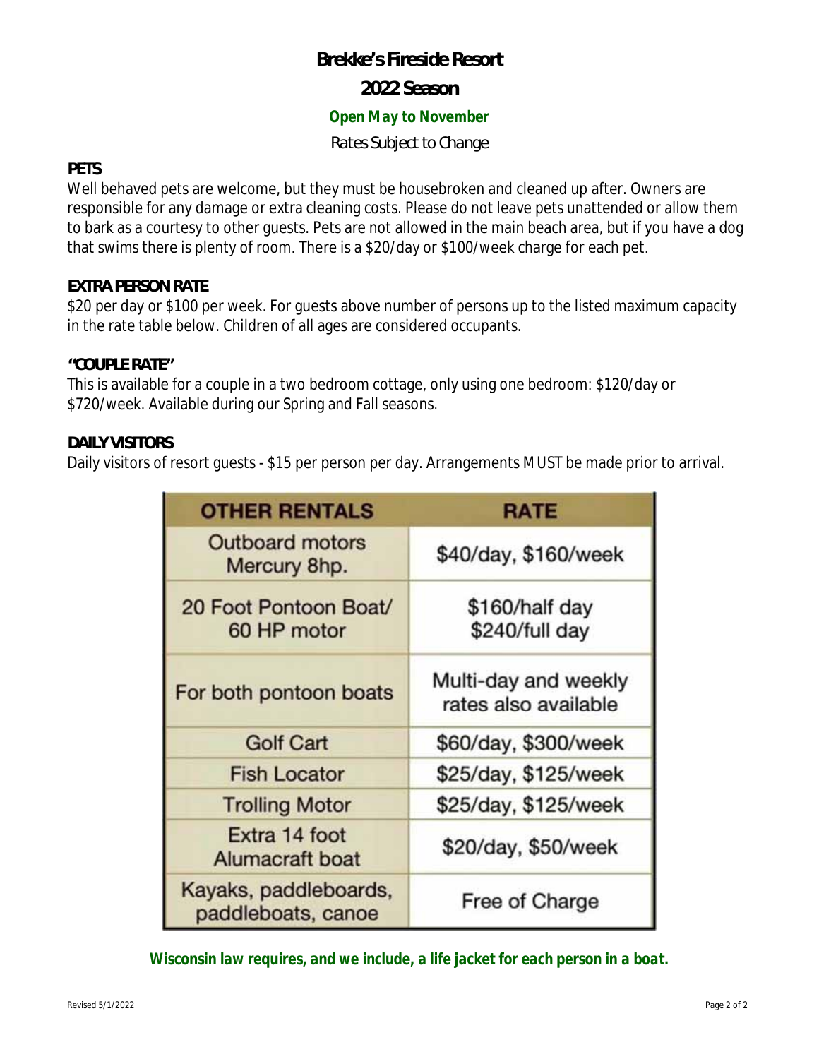# Brekke's Fireside Resort

## 2022 Season

**Open May to November**

Rates Subject to Change

### PETS

Well behaved pets are welcome, but they must be housebroken and cleaned up after. Owners are responsible for any damage or extra cleaning costs. Please do not leave pets unattended or allow them to bark as a courtesy to other guests. Pets are not allowed in the main beach area, but if you have a dog that swims there is plenty of room. There is a $20/day or $100/week charge for each pet.

### EXTRA PERSON RATE

$20 per day or $100 per week. For guests above number of persons up to the listed maximum capacity in the rate table below. Children of all ages are considered occupants.

### "COUPLE RATE"

This is available for a couple in a two bedroom cottage, only using one bedroom: $120/day or $720/week. Available during our Spring and Fall seasons.

### DAILY VISITORS

Daily visitors of resort guests - $15 per person per day. Arrangements MUST be made prior to arrival.

| OTHER RENTALS | RATE |
|---|---|
| Outboard motors Mercury 8hp. | $40/day, $160/week |
| 20 Foot Pontoon Boat/ 60 HP motor | $160/half day $240/full day |
| For both pontoon boats | Multi-day and weekly rates also available |
| Golf Cart | $60/day, $300/week |
| Fish Locator | $25/day, $125/week |
| Trolling Motor | $25/day, $125/week |
| Extra 14 foot Alumacraft boat | $20/day, $50/week |
| Kayaks, paddleboards, paddleboats, canoe | Free of Charge |

**Wisconsin law requires, and we include, a life jacket for each person in a boat.**

Revised 5/1/2022